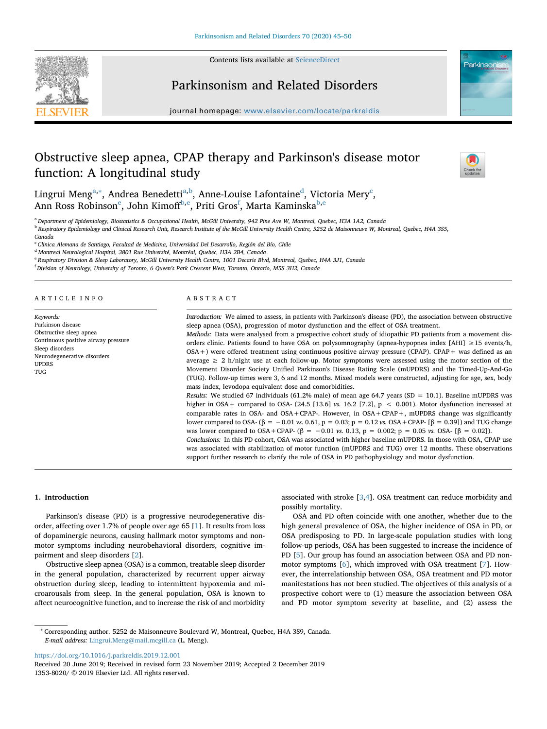# Obstructive sleep apnea, CPAP therapy and Parkinson's disease motor function: A longitudinal study

Lingrui Meng[a,*], Andrea Benedetti[a,b], Anne-Louise Lafontaine[d], Victoria Mery[c], Ann Ross Robinson[e], John Kimoff[b,e], Priti Gros[f], Marta Kaminska[b,e]

[a] Department of Epidemiology, Biostatistics & Occupational Health, McGill University, 942 Pine Ave W, Montreal, Quebec, H3A 1A2, Canada
[b] Respiratory Epidemiology and Clinical Research Unit, Research Institute of the McGill University Health Centre, 5252 de Maisonneuve W, Montreal, Quebec, H4A 3S5, Canada
[c] Clinica Alemana de Santiago, Facultad de Medicina, Universidad Del Desarrollo, Región del Bío, Chile
[d] Montreal Neurological Hospital, 3801 Rue Université, Montréal, Quebec, H3A 2B4, Canada
[e] Respiratory Division & Sleep Laboratory, McGill University Health Centre, 1001 Decarie Blvd, Montreal, Quebec, H4A 3J1, Canada
[f] Division of Neurology, University of Toronto, 6 Queen's Park Crescent West, Toronto, Ontario, M5S 3H2, Canada

## ARTICLE INFO

*Keywords:*
Parkinson disease
Obstructive sleep apnea
Continuous positive airway pressure
Sleep disorders
Neurodegenerative disorders
UPDRS
TUG

## ABSTRACT

*Introduction:* We aimed to assess, in patients with Parkinson's disease (PD), the association between obstructive sleep apnea (OSA), progression of motor dysfunction and the effect of OSA treatment.

*Methods:* Data were analysed from a prospective cohort study of idiopathic PD patients from a movement disorders clinic. Patients found to have OSA on polysomnography (apnea-hypopnea index [AHI] ≥15 events/h, OSA+) were offered treatment using continuous positive airway pressure (CPAP). CPAP+ was defined as an average ≥ 2 h/night use at each follow-up. Motor symptoms were assessed using the motor section of the Movement Disorder Society Unified Parkinson's Disease Rating Scale (mUPDRS) and the Timed-Up-And-Go (TUG). Follow-up times were 3, 6 and 12 months. Mixed models were constructed, adjusting for age, sex, body mass index, levodopa equivalent dose and comorbidities.

*Results:* We studied 67 individuals (61.2% male) of mean age 64.7 years (SD = 10.1). Baseline mUPDRS was higher in OSA+ compared to OSA- (24.5 [13.6] *vs.* 16.2 [7.2], $p < 0.001$). Motor dysfunction increased at comparable rates in OSA- and OSA+CPAP-. However, in OSA+CPAP+, mUPDRS change was significantly lower compared to OSA- (β = −0.01 *vs.* 0.61, p = 0.03; p = 0.12 *vs.* OSA+CPAP- [β = 0.39]) and TUG change was lower compared to OSA+CPAP- (β = −0.01 *vs.* 0.13, p = 0.002; p = 0.05 *vs.* OSA- [β = 0.02]).

*Conclusions:* In this PD cohort, OSA was associated with higher baseline mUPDRS. In those with OSA, CPAP use was associated with stabilization of motor function (mUPDRS and TUG) over 12 months. These observations support further research to clarify the role of OSA in PD pathophysiology and motor dysfunction.

## 1. Introduction

Parkinson's disease (PD) is a progressive neurodegenerative disorder, affecting over 1.7% of people over age 65 [1]. It results from loss of dopaminergic neurons, causing hallmark motor symptoms and non-motor symptoms including neurobehavioral disorders, cognitive impairment and sleep disorders [2].

Obstructive sleep apnea (OSA) is a common, treatable sleep disorder in the general population, characterized by recurrent upper airway obstruction during sleep, leading to intermittent hypoxemia and microarousals from sleep. In the general population, OSA is known to affect neurocognitive function, and to increase the risk of and morbidity associated with stroke [3,4]. OSA treatment can reduce morbidity and possibly mortality.

OSA and PD often coincide with one another, whether due to the high general prevalence of OSA, the higher incidence of OSA in PD, or OSA predisposing to PD. In large-scale population studies with long follow-up periods, OSA has been suggested to increase the incidence of PD [5]. Our group has found an association between OSA and PD non-motor symptoms [6], which improved with OSA treatment [7]. However, the interrelationship between OSA, OSA treatment and PD motor manifestations has not been studied. The objectives of this analysis of a prospective cohort were to (1) measure the association between OSA and PD motor symptom severity at baseline, and (2) assess the

\* Corresponding author. 5252 de Maisonneuve Boulevard W, Montreal, Quebec, H4A 3S9, Canada.
*E-mail address:* Lingrui.Meng@mail.mcgill.ca (L. Meng).

https://doi.org/10.1016/j.parkreldis.2019.12.001
Received 20 June 2019; Received in revised form 23 November 2019; Accepted 2 December 2019
1353-8020/ © 2019 Elsevier Ltd. All rights reserved.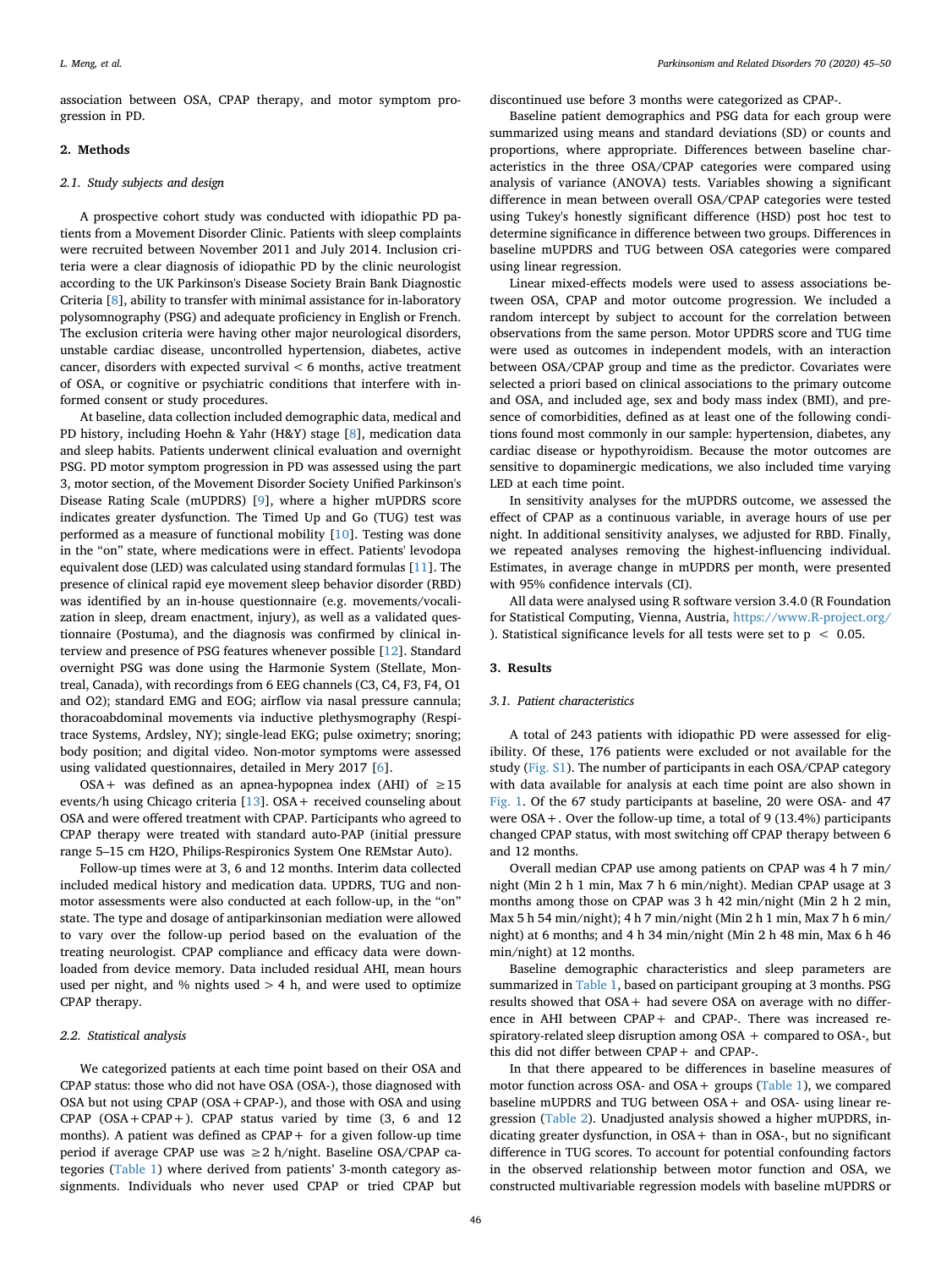association between OSA, CPAP therapy, and motor symptom progression in PD.

## 2. Methods

### 2.1. Study subjects and design

A prospective cohort study was conducted with idiopathic PD patients from a Movement Disorder Clinic. Patients with sleep complaints were recruited between November 2011 and July 2014. Inclusion criteria were a clear diagnosis of idiopathic PD by the clinic neurologist according to the UK Parkinson's Disease Society Brain Bank Diagnostic Criteria [8], ability to transfer with minimal assistance for in-laboratory polysomnography (PSG) and adequate proficiency in English or French. The exclusion criteria were having other major neurological disorders, unstable cardiac disease, uncontrolled hypertension, diabetes, active cancer, disorders with expected survival < 6 months, active treatment of OSA, or cognitive or psychiatric conditions that interfere with informed consent or study procedures.

At baseline, data collection included demographic data, medical and PD history, including Hoehn & Yahr (H&Y) stage [8], medication data and sleep habits. Patients underwent clinical evaluation and overnight PSG. PD motor symptom progression in PD was assessed using the part 3, motor section, of the Movement Disorder Society Unified Parkinson's Disease Rating Scale (mUPDRS) [9], where a higher mUPDRS score indicates greater dysfunction. The Timed Up and Go (TUG) test was performed as a measure of functional mobility [10]. Testing was done in the "on" state, where medications were in effect. Patients' levodopa equivalent dose (LED) was calculated using standard formulas [11]. The presence of clinical rapid eye movement sleep behavior disorder (RBD) was identified by an in-house questionnaire (e.g. movements/vocalization in sleep, dream enactment, injury), as well as a validated questionnaire (Postuma), and the diagnosis was confirmed by clinical interview and presence of PSG features whenever possible [12]. Standard overnight PSG was done using the Harmonie System (Stellate, Montreal, Canada), with recordings from 6 EEG channels (C3, C4, F3, F4, O1 and O2); standard EMG and EOG; airflow via nasal pressure cannula; thoracoabdominal movements via inductive plethysmography (Respitrace Systems, Ardsley, NY); single-lead EKG; pulse oximetry; snoring; body position; and digital video. Non-motor symptoms were assessed using validated questionnaires, detailed in Mery 2017 [6].

OSA+ was defined as an apnea-hypopnea index (AHI) of $\geq 15$ events/h using Chicago criteria [13]. OSA+ received counseling about OSA and were offered treatment with CPAP. Participants who agreed to CPAP therapy were treated with standard auto-PAP (initial pressure range 5–15 cm H2O, Philips-Respironics System One REMstar Auto).

Follow-up times were at 3, 6 and 12 months. Interim data collected included medical history and medication data. UPDRS, TUG and non-motor assessments were also conducted at each follow-up, in the "on" state. The type and dosage of antiparkinsonian mediation were allowed to vary over the follow-up period based on the evaluation of the treating neurologist. CPAP compliance and efficacy data were downloaded from device memory. Data included residual AHI, mean hours used per night, and % nights used > 4 h, and were used to optimize CPAP therapy.

### 2.2. Statistical analysis

We categorized patients at each time point based on their OSA and CPAP status: those who did not have OSA (OSA-), those diagnosed with OSA but not using CPAP (OSA+CPAP-), and those with OSA and using CPAP (OSA+CPAP+). CPAP status varied by time (3, 6 and 12 months). A patient was defined as CPAP+ for a given follow-up time period if average CPAP use was $\geq 2$ h/night. Baseline OSA/CPAP categories (Table 1) where derived from patients' 3-month category assignments. Individuals who never used CPAP or tried CPAP but discontinued use before 3 months were categorized as CPAP-.

Baseline patient demographics and PSG data for each group were summarized using means and standard deviations (SD) or counts and proportions, where appropriate. Differences between baseline characteristics in the three OSA/CPAP categories were compared using analysis of variance (ANOVA) tests. Variables showing a significant difference in mean between overall OSA/CPAP categories were tested using Tukey's honestly significant difference (HSD) post hoc test to determine significance in difference between two groups. Differences in baseline mUPDRS and TUG between OSA categories were compared using linear regression.

Linear mixed-effects models were used to assess associations between OSA, CPAP and motor outcome progression. We included a random intercept by subject to account for the correlation between observations from the same person. Motor UPDRS score and TUG time were used as outcomes in independent models, with an interaction between OSA/CPAP group and time as the predictor. Covariates were selected a priori based on clinical associations to the primary outcome and OSA, and included age, sex and body mass index (BMI), and presence of comorbidities, defined as at least one of the following conditions found most commonly in our sample: hypertension, diabetes, any cardiac disease or hypothyroidism. Because the motor outcomes are sensitive to dopaminergic medications, we also included time varying LED at each time point.

In sensitivity analyses for the mUPDRS outcome, we assessed the effect of CPAP as a continuous variable, in average hours of use per night. In additional sensitivity analyses, we adjusted for RBD. Finally, we repeated analyses removing the highest-influencing individual. Estimates, in average change in mUPDRS per month, were presented with 95% confidence intervals (CI).

All data were analysed using R software version 3.4.0 (R Foundation for Statistical Computing, Vienna, Austria, https://www.R-project.org/). Statistical significance levels for all tests were set to $p < 0.05$.

## 3. Results

### 3.1. Patient characteristics

A total of 243 patients with idiopathic PD were assessed for eligibility. Of these, 176 patients were excluded or not available for the study (Fig. S1). The number of participants in each OSA/CPAP category with data available for analysis at each time point are also shown in Fig. 1. Of the 67 study participants at baseline, 20 were OSA- and 47 were OSA+. Over the follow-up time, a total of 9 (13.4%) participants changed CPAP status, with most switching off CPAP therapy between 6 and 12 months.

Overall median CPAP use among patients on CPAP was 4 h 7 min/night (Min 2 h 1 min, Max 7 h 6 min/night). Median CPAP usage at 3 months among those on CPAP was 3 h 42 min/night (Min 2 h 2 min, Max 5 h 54 min/night); 4 h 7 min/night (Min 2 h 1 min, Max 7 h 6 min/night) at 6 months; and 4 h 34 min/night (Min 2 h 48 min, Max 6 h 46 min/night) at 12 months.

Baseline demographic characteristics and sleep parameters are summarized in Table 1, based on participant grouping at 3 months. PSG results showed that OSA+ had severe OSA on average with no difference in AHI between CPAP+ and CPAP-. There was increased respiratory-related sleep disruption among OSA + compared to OSA-, but this did not differ between CPAP+ and CPAP-.

In that there appeared to be differences in baseline measures of motor function across OSA- and OSA+ groups (Table 1), we compared baseline mUPDRS and TUG between OSA+ and OSA- using linear regression (Table 2). Unadjusted analysis showed a higher mUPDRS, indicating greater dysfunction, in OSA+ than in OSA-, but no significant difference in TUG scores. To account for potential confounding factors in the observed relationship between motor function and OSA, we constructed multivariable regression models with baseline mUPDRS or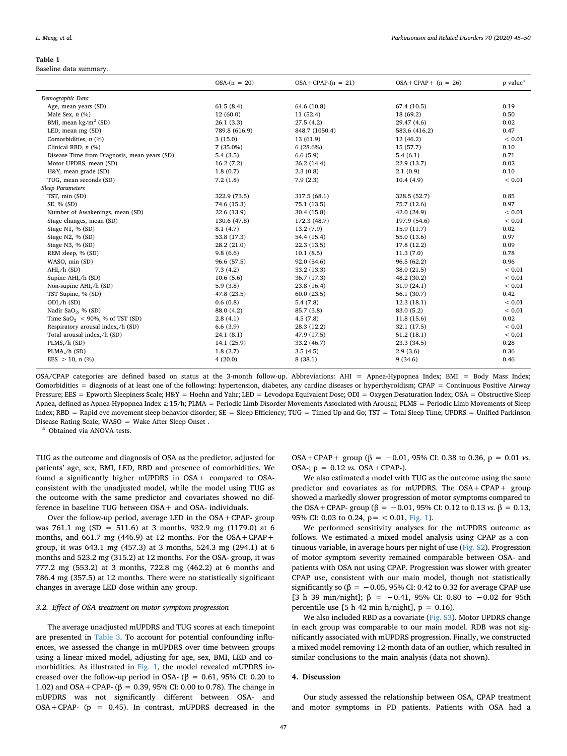**Table 1**
Baseline data summary.

| | OSA-(n = 20) | OSA+CPAP-(n = 21) | OSA+CPAP+ (n = 26) | p value[a] |
|---|---|---|---|---|
| *Demographic Data* | | | | |
| Age, mean years (SD) | 61.5 (8.4) | 64.6 (10.8) | 67.4 (10.5) | 0.19 |
| Male Sex, *n* (%) | 12 (60.0) | 11 (52.4) | 18 (69.2) | 0.50 |
| BMI, mean kg/m$^2$ (SD) | 26.1 (3.3) | 27.5 (4.2) | 29.47 (4.6) | 0.02 |
| LED, mean mg (SD) | 789.8 (616.9) | 848.7 (1050.4) | 583.6 (416.2) | 0.47 |
| Comorbidities, *n* (%) | 3 (15.0) | 13 (61.9) | 12 (46.2) | < 0.01 |
| Clinical RBD, *n* (%) | 7 (35.0%) | 6 (28.6%) | 15 (57.7) | 0.10 |
| Disease Time from Diagnosis, mean years (SD) | 5.4 (3.5) | 6.6 (5.9) | 5.4 (6.1) | 0.71 |
| Motor UPDRS, mean (SD) | 16.2 (7.2) | 26.2 (14.4) | 22.9 (13.7) | 0.02 |
| H&Y, mean grade (SD) | 1.8 (0.7) | 2.3 (0.8) | 2.1 (0.9) | 0.10 |
| TUG, mean seconds (SD) | 7.2 (1.8) | 7.9 (2.3) | 10.4 (4.9) | < 0.01 |
| *Sleep Parameters* | | | | |
| TST, min (SD) | 322.9 (73.5) | 317.5 (68.1) | 328.5 (52.7) | 0.85 |
| SE, % (SD) | 74.6 (15.3) | 75.1 (13.5) | 75.7 (12.6) | 0.97 |
| Number of Awakenings, mean (SD) | 22.6 (13.9) | 30.4 (15.8) | 42.0 (24.9) | < 0.01 |
| Stage changes, mean (SD) | 130.6 (47.8) | 172.3 (48.7) | 197.9 (54.6) | < 0.01 |
| Stage N1, % (SD) | 8.1 (4.7) | 13.2 (7.9) | 15.9 (11.7) | 0.02 |
| Stage N2, % (SD) | 53.8 (17.3) | 54.4 (15.4) | 55.0 (13.6) | 0.97 |
| Stage N3, % (SD) | 28.2 (21.0) | 22.3 (13.5) | 17.8 (12.2) | 0.09 |
| REM sleep, % (SD) | 9.8 (6.6) | 10.1 (8.5) | 11.3 (7.0) | 0.78 |
| WASO, min (SD) | 96.6 (57.5) | 92.0 (54.6) | 96.5 (62.2) | 0.96 |
| AHI,/h (SD) | 7.3 (4.2) | 33.2 (13.3) | 38.0 (21.5) | < 0.01 |
| Supine AHI,/h (SD) | 10.6 (5.6) | 36.7 (17.3) | 48.2 (30.2) | < 0.01 |
| Non-supine AHI,/h (SD) | 5.9 (3.8) | 23.8 (16.4) | 31.9 (24.1) | < 0.01 |
| TST Supine, % (SD) | 47.8 (23.5) | 60.0 (23.5) | 56.1 (30.7) | 0.42 |
| ODI,/h (SD) | 0.6 (0.8) | 5.4 (7.8) | 12.3 (18.1) | < 0.01 |
| Nadir $SaO_2$, % (SD) | 88.0 (4.2) | 85.7 (3.8) | 83.0 (5.2) | < 0.01 |
| Time $SaO_2$ < 90%, % of TST (SD) | 2.8 (4.1) | 4.5 (7.8) | 11.8 (15.6) | 0.02 |
| Respiratory arousal index,/h (SD) | 6.6 (3.9) | 28.3 (12.2) | 32.1 (17.5) | < 0.01 |
| Total arousal index,/h (SD) | 24.1 (8.1) | 47.9 (17.5) | 51.2 (18.1) | < 0.01 |
| PLMS,/h (SD) | 14.1 (25.9) | 33.2 (46.7) | 23.3 (34.5) | 0.28 |
| PLMA,/h (SD) | 1.8 (2.7) | 3.5 (4.5) | 2.9 (3.6) | 0.36 |
| EES > 10, n (%) | 4 (20.0) | 8 (38.1) | 9 (34.6) | 0.46 |

OSA/CPAP categories are defined based on status at the 3-month follow-up. Abbreviations: AHI = Apnea-Hypopnea Index; BMI = Body Mass Index; Comorbidities = diagnosis of at least one of the following: hypertension, diabetes, any cardiac diseases or hyperthyroidism; CPAP = Continuous Positive Airway Pressure; EES = Epworth Sleepiness Scale; H&Y = Hoehn and Yahr; LED = Levodopa Equivalent Dose; ODI = Oxygen Desaturation Index; OSA = Obstructive Sleep Apnea, defined as Apnea-Hypopnea Index ≥15/h; PLMA = Periodic Limb Disorder Movements Associated with Arousal; PLMS = Periodic Limb Movements of Sleep Index; RBD = Rapid eye movement sleep behavior disorder; SE = Sleep Efficiency; TUG = Timed Up and Go; TST = Total Sleep Time; UPDRS = Unified Parkinson Disease Rating Scale; WASO = Wake After Sleep Onset .

[a] Obtained via ANOVA tests.

TUG as the outcome and diagnosis of OSA as the predictor, adjusted for patients' age, sex, BMI, LED and presence of comorbidities. We found a significantly higher mUPDRS in OSA+ compared to OSA- consistent with the unadjusted model, while the model using TUG as the outcome with the same predictor and covariates showed no difference in baseline TUG between OSA+ and OSA- individuals.

Over the follow-up period, average LED in the OSA+CPAP- group was 761.1 mg (SD = 511.6) at 3 months, 932.9 mg (1179.0) at 6 months, and 661.7 mg (446.9) at 12 months. For the OSA+CPAP+ group, it was 643.1 mg (457.3) at 3 months, 524.3 mg (294.1) at 6 months and 523.2 mg (315.2) at 12 months. For the OSA- group, it was 777.2 mg (553.2) at 3 months, 722.8 mg (462.2) at 6 months and 786.4 mg (357.5) at 12 months. There were no statistically significant changes in average LED dose within any group.

### 3.2. Effect of OSA treatment on motor symptom progression

The average unadjusted mUPDRS and TUG scores at each timepoint are presented in Table 3. To account for potential confounding influences, we assessed the change in mUPDRS over time between groups using a linear mixed model, adjusting for age, sex, BMI, LED and comorbidities. As illustrated in Fig. 1, the model revealed mUPDRS increased over the follow-up period in OSA- (β = 0.61, 95% CI: 0.20 to 1.02) and OSA+CPAP- (β = 0.39, 95% CI: 0.00 to 0.78). The change in mUPDRS was not significantly different between OSA- and OSA+CPAP- (p = 0.45). In contrast, mUPDRS decreased in the OSA+CPAP+ group (β = −0.01, 95% CI: 0.38 to 0.36, p = 0.01 *vs.* OSA-; p = 0.12 *vs.* OSA+CPAP-).

We also estimated a model with TUG as the outcome using the same predictor and covariates as for mUPDRS. The OSA+CPAP+ group showed a markedly slower progression of motor symptoms compared to the OSA+CPAP- group (β = −0.01, 95% CI: 0.12 to 0.13 *vs.* β = 0.13, 95% CI: 0.03 to 0.24, p= < 0.01, Fig. 1).

We performed sensitivity analyses for the mUPDRS outcome as follows. We estimated a mixed model analysis using CPAP as a continuous variable, in average hours per night of use (Fig. S2). Progression of motor symptom severity remained comparable between OSA- and patients with OSA not using CPAP. Progression was slower with greater CPAP use, consistent with our main model, though not statistically significantly so (β = −0.05, 95% CI: 0.42 to 0.32 for average CPAP use [3 h 39 min/night]; β = −0.41, 95% CI: 0.80 to −0.02 for 95th percentile use [5 h 42 min h/night], p = 0.16).

We also included RBD as a covariate (Fig. S3). Motor UPDRS change in each group was comparable to our main model. RDB was not significantly associated with mUPDRS progression. Finally, we constructed a mixed model removing 12-month data of an outlier, which resulted in similar conclusions to the main analysis (data not shown).

## 4. Discussion

Our study assessed the relationship between OSA, CPAP treatment and motor symptoms in PD patients. Patients with OSA had a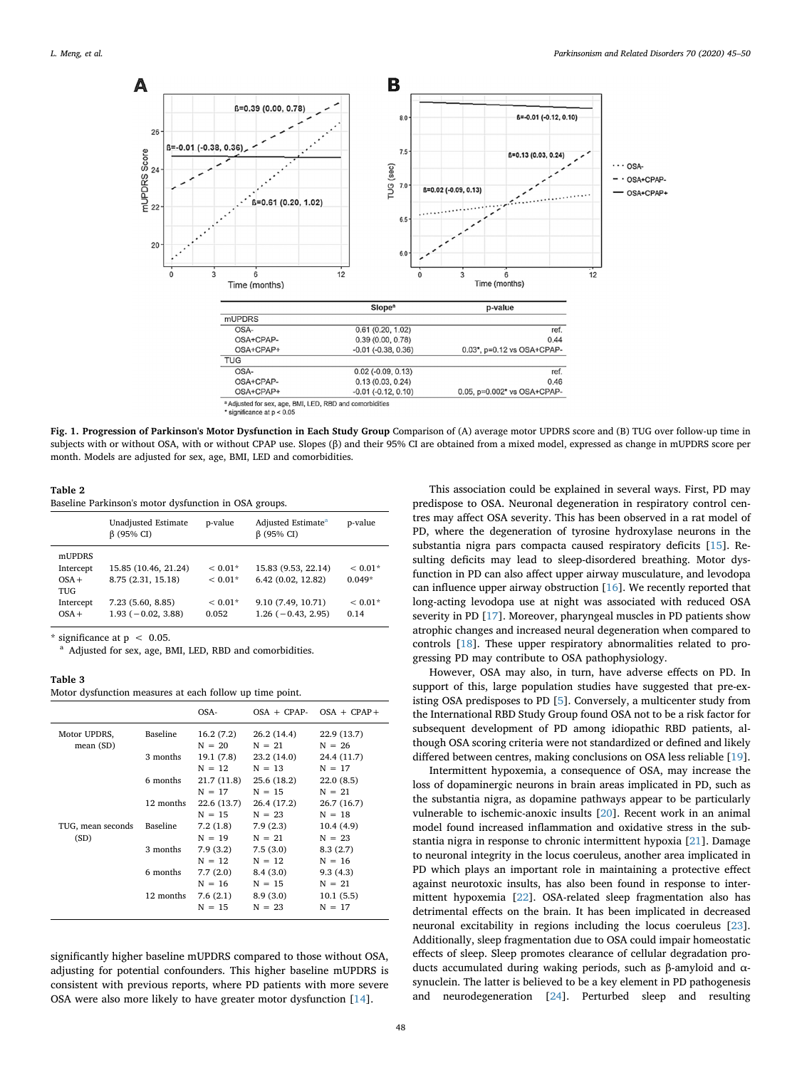| | Slope[a] | p-value |
|---|---|---|
| mUPDRS | | |
| OSA- | 0.61 (0.20, 1.02) | ref. |
| OSA+CPAP- | 0.39 (0.00, 0.78) | 0.44 |
| OSA+CPAP+ | -0.01 (-0.38, 0.36) | 0.03*, p=0.12 vs OSA+CPAP- |
| TUG | | |
| OSA- | 0.02 (-0.09, 0.13) | ref. |
| OSA+CPAP- | 0.13 (0.03, 0.24) | 0.46 |
| OSA+CPAP+ | -0.01 (-0.12, 0.10) | 0.05, p=0.002* vs OSA+CPAP- |

[a] Adjusted for sex, age, BMI, LED, RBD and comorbidities
* significance at p < 0.05

**Fig. 1. Progression of Parkinson's Motor Dysfunction in Each Study Group** Comparison of (A) average motor UPDRS score and (B) TUG over follow-up time in subjects with or without OSA, with or without CPAP use. Slopes (β) and their 95% CI are obtained from a mixed model, expressed as change in mUPDRS score per month. Models are adjusted for sex, age, BMI, LED and comorbidities.

**Table 2**
Baseline Parkinson's motor dysfunction in OSA groups.

| | Unadjusted Estimate β (95% CI) | p-value | Adjusted Estimate[a] β (95% CI) | p-value |
|---|---|---|---|---|
| mUPDRS | | | | |
| Intercept | 15.85 (10.46, 21.24) | < 0.01* | 15.83 (9.53, 22.14) | < 0.01* |
| OSA+ | 8.75 (2.31, 15.18) | < 0.01* | 6.42 (0.02, 12.82) | 0.049* |
| TUG | | | | |
| Intercept | 7.23 (5.60, 8.85) | < 0.01* | 9.10 (7.49, 10.71) | < 0.01* |
| OSA+ | 1.93 (−0.02, 3.88) | 0.052 | 1.26 (−0.43, 2.95) | 0.14 |

\* significance at $p < 0.05$.
[a] Adjusted for sex, age, BMI, LED, RBD and comorbidities.

**Table 3**
Motor dysfunction measures at each follow up time point.

| | | OSA- | OSA + CPAP- | OSA + CPAP+ |
|---|---|---|---|---|
| Motor UPDRS, mean (SD) | Baseline | 16.2 (7.2) N = 20 | 26.2 (14.4) N = 21 | 22.9 (13.7) N = 26 |
| | 3 months | 19.1 (7.8) N = 12 | 23.2 (14.0) N = 13 | 24.4 (11.7) N = 17 |
| | 6 months | 21.7 (11.8) N = 17 | 25.6 (18.2) N = 15 | 22.0 (8.5) N = 21 |
| | 12 months | 22.6 (13.7) N = 15 | 26.4 (17.2) N = 23 | 26.7 (16.7) N = 18 |
| TUG, mean seconds (SD) | Baseline | 7.2 (1.8) N = 19 | 7.9 (2.3) N = 21 | 10.4 (4.9) N = 23 |
| | 3 months | 7.9 (3.2) N = 12 | 7.5 (3.0) N = 12 | 8.3 (2.7) N = 16 |
| | 6 months | 7.7 (2.0) N = 16 | 8.4 (3.0) N = 15 | 9.3 (4.3) N = 21 |
| | 12 months | 7.6 (2.1) N = 15 | 8.9 (3.0) N = 23 | 10.1 (5.5) N = 17 |

significantly higher baseline mUPDRS compared to those without OSA, adjusting for potential confounders. This higher baseline mUPDRS is consistent with previous reports, where PD patients with more severe OSA were also more likely to have greater motor dysfunction [14].

This association could be explained in several ways. First, PD may predispose to OSA. Neuronal degeneration in respiratory control centres may affect OSA severity. This has been observed in a rat model of PD, where the degeneration of tyrosine hydroxylase neurons in the substantia nigra pars compacta caused respiratory deficits [15]. Resulting deficits may lead to sleep-disordered breathing. Motor dysfunction in PD can also affect upper airway musculature, and levodopa can influence upper airway obstruction [16]. We recently reported that long-acting levodopa use at night was associated with reduced OSA severity in PD [17]. Moreover, pharyngeal muscles in PD patients show atrophic changes and increased neural degeneration when compared to controls [18]. These upper respiratory abnormalities related to progressing PD may contribute to OSA pathophysiology.

However, OSA may also, in turn, have adverse effects on PD. In support of this, large population studies have suggested that pre-existing OSA predisposes to PD [5]. Conversely, a multicenter study from the International RBD Study Group found OSA not to be a risk factor for subsequent development of PD among idiopathic RBD patients, although OSA scoring criteria were not standardized or defined and likely differed between centres, making conclusions on OSA less reliable [19].

Intermittent hypoxemia, a consequence of OSA, may increase the loss of dopaminergic neurons in brain areas implicated in PD, such as the substantia nigra, as dopamine pathways appear to be particularly vulnerable to ischemic-anoxic insults [20]. Recent work in an animal model found increased inflammation and oxidative stress in the substantia nigra in response to chronic intermittent hypoxia [21]. Damage to neuronal integrity in the locus coeruleus, another area implicated in PD which plays an important role in maintaining a protective effect against neurotoxic insults, has also been found in response to intermittent hypoxemia [22]. OSA-related sleep fragmentation also has detrimental effects on the brain. It has been implicated in decreased neuronal excitability in regions including the locus coeruleus [23]. Additionally, sleep fragmentation due to OSA could impair homeostatic effects of sleep. Sleep promotes clearance of cellular degradation products accumulated during waking periods, such as β-amyloid and α-synuclein. The latter is believed to be a key element in PD pathogenesis and neurodegeneration [24]. Perturbed sleep and resulting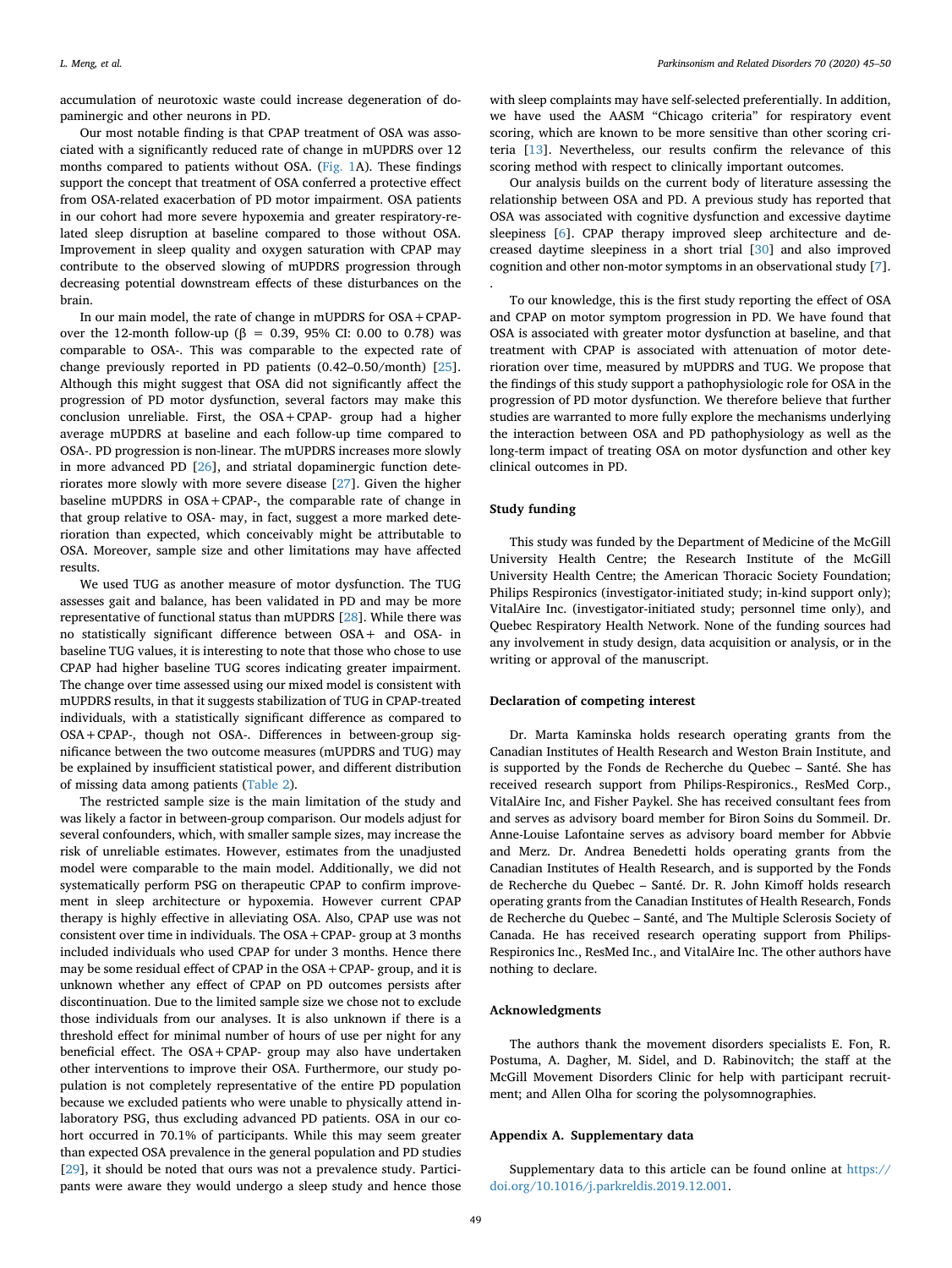accumulation of neurotoxic waste could increase degeneration of dopaminergic and other neurons in PD.

Our most notable finding is that CPAP treatment of OSA was associated with a significantly reduced rate of change in mUPDRS over 12 months compared to patients without OSA. (Fig. 1A). These findings support the concept that treatment of OSA conferred a protective effect from OSA-related exacerbation of PD motor impairment. OSA patients in our cohort had more severe hypoxemia and greater respiratory-related sleep disruption at baseline compared to those without OSA. Improvement in sleep quality and oxygen saturation with CPAP may contribute to the observed slowing of mUPDRS progression through decreasing potential downstream effects of these disturbances on the brain.

In our main model, the rate of change in mUPDRS for OSA + CPAP- over the 12-month follow-up (β = 0.39, 95% CI: 0.00 to 0.78) was comparable to OSA-. This was comparable to the expected rate of change previously reported in PD patients (0.42–0.50/month) [25]. Although this might suggest that OSA did not significantly affect the progression of PD motor dysfunction, several factors may make this conclusion unreliable. First, the OSA + CPAP- group had a higher average mUPDRS at baseline and each follow-up time compared to OSA-. PD progression is non-linear. The mUPDRS increases more slowly in more advanced PD [26], and striatal dopaminergic function deteriorates more slowly with more severe disease [27]. Given the higher baseline mUPDRS in OSA + CPAP-, the comparable rate of change in that group relative to OSA- may, in fact, suggest a more marked deterioration than expected, which conceivably might be attributable to OSA. Moreover, sample size and other limitations may have affected results.

We used TUG as another measure of motor dysfunction. The TUG assesses gait and balance, has been validated in PD and may be more representative of functional status than mUPDRS [28]. While there was no statistically significant difference between OSA + and OSA- in baseline TUG values, it is interesting to note that those who chose to use CPAP had higher baseline TUG scores indicating greater impairment. The change over time assessed using our mixed model is consistent with mUPDRS results, in that it suggests stabilization of TUG in CPAP-treated individuals, with a statistically significant difference as compared to OSA + CPAP-, though not OSA-. Differences in between-group significance between the two outcome measures (mUPDRS and TUG) may be explained by insufficient statistical power, and different distribution of missing data among patients (Table 2).

The restricted sample size is the main limitation of the study and was likely a factor in between-group comparison. Our models adjust for several confounders, which, with smaller sample sizes, may increase the risk of unreliable estimates. However, estimates from the unadjusted model were comparable to the main model. Additionally, we did not systematically perform PSG on therapeutic CPAP to confirm improvement in sleep architecture or hypoxemia. However current CPAP therapy is highly effective in alleviating OSA. Also, CPAP use was not consistent over time in individuals. The OSA + CPAP- group at 3 months included individuals who used CPAP for under 3 months. Hence there may be some residual effect of CPAP in the OSA + CPAP- group, and it is unknown whether any effect of CPAP on PD outcomes persists after discontinuation. Due to the limited sample size we chose not to exclude those individuals from our analyses. It is also unknown if there is a threshold effect for minimal number of hours of use per night for any beneficial effect. The OSA + CPAP- group may also have undertaken other interventions to improve their OSA. Furthermore, our study population is not completely representative of the entire PD population because we excluded patients who were unable to physically attend in-laboratory PSG, thus excluding advanced PD patients. OSA in our cohort occurred in 70.1% of participants. While this may seem greater than expected OSA prevalence in the general population and PD studies [29], it should be noted that ours was not a prevalence study. Participants were aware they would undergo a sleep study and hence those with sleep complaints may have self-selected preferentially. In addition, we have used the AASM "Chicago criteria" for respiratory event scoring, which are known to be more sensitive than other scoring criteria [13]. Nevertheless, our results confirm the relevance of this scoring method with respect to clinically important outcomes.

Our analysis builds on the current body of literature assessing the relationship between OSA and PD. A previous study has reported that OSA was associated with cognitive dysfunction and excessive daytime sleepiness [6]. CPAP therapy improved sleep architecture and decreased daytime sleepiness in a short trial [30] and also improved cognition and other non-motor symptoms in an observational study [7].

.

To our knowledge, this is the first study reporting the effect of OSA and CPAP on motor symptom progression in PD. We have found that OSA is associated with greater motor dysfunction at baseline, and that treatment with CPAP is associated with attenuation of motor deterioration over time, measured by mUPDRS and TUG. We propose that the findings of this study support a pathophysiologic role for OSA in the progression of PD motor dysfunction. We therefore believe that further studies are warranted to more fully explore the mechanisms underlying the interaction between OSA and PD pathophysiology as well as the long-term impact of treating OSA on motor dysfunction and other key clinical outcomes in PD.

## Study funding

This study was funded by the Department of Medicine of the McGill University Health Centre; the Research Institute of the McGill University Health Centre; the American Thoracic Society Foundation; Philips Respironics (investigator-initiated study; in-kind support only); VitalAire Inc. (investigator-initiated study; personnel time only), and Quebec Respiratory Health Network. None of the funding sources had any involvement in study design, data acquisition or analysis, or in the writing or approval of the manuscript.

## Declaration of competing interest

Dr. Marta Kaminska holds research operating grants from the Canadian Institutes of Health Research and Weston Brain Institute, and is supported by the Fonds de Recherche du Quebec – Santé. She has received research support from Philips-Respironics., ResMed Corp., VitalAire Inc, and Fisher Paykel. She has received consultant fees from and serves as advisory board member for Biron Soins du Sommeil. Dr. Anne-Louise Lafontaine serves as advisory board member for Abbvie and Merz. Dr. Andrea Benedetti holds operating grants from the Canadian Institutes of Health Research, and is supported by the Fonds de Recherche du Quebec – Santé. Dr. R. John Kimoff holds research operating grants from the Canadian Institutes of Health Research, Fonds de Recherche du Quebec – Santé, and The Multiple Sclerosis Society of Canada. He has received research operating support from Philips-Respironics Inc., ResMed Inc., and VitalAire Inc. The other authors have nothing to declare.

## Acknowledgments

The authors thank the movement disorders specialists E. Fon, R. Postuma, A. Dagher, M. Sidel, and D. Rabinovitch; the staff at the McGill Movement Disorders Clinic for help with participant recruitment; and Allen Olha for scoring the polysomnographies.

## Appendix A. Supplementary data

Supplementary data to this article can be found online at https://doi.org/10.1016/j.parkreldis.2019.12.001.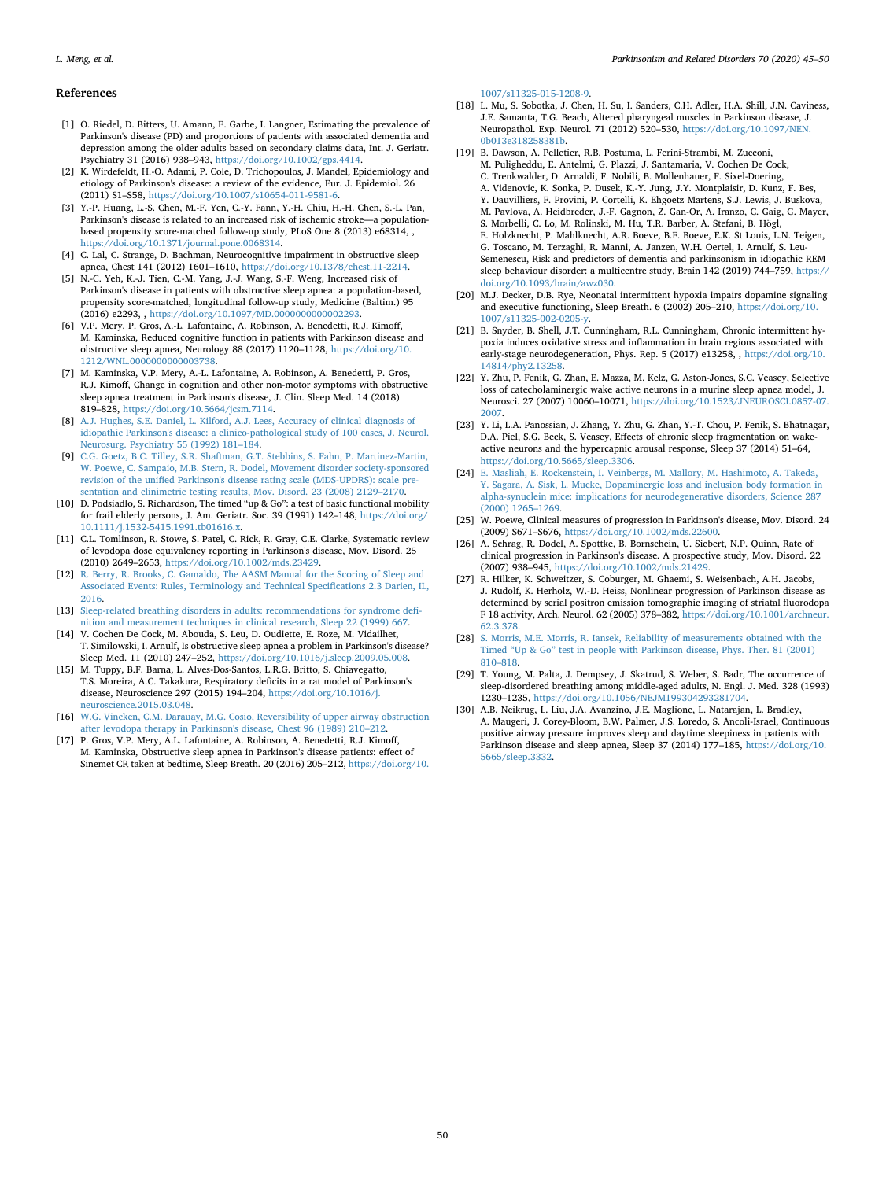## References

[1] O. Riedel, D. Bitters, U. Amann, E. Garbe, I. Langner, Estimating the prevalence of Parkinson's disease (PD) and proportions of patients with associated dementia and depression among the older adults based on secondary claims data, Int. J. Geriatr. Psychiatry 31 (2016) 938–943, https://doi.org/10.1002/gps.4414.

[2] K. Wirdefeldt, H.-O. Adami, P. Cole, D. Trichopoulos, J. Mandel, Epidemiology and etiology of Parkinson's disease: a review of the evidence, Eur. J. Epidemiol. 26 (2011) S1–S58, https://doi.org/10.1007/s10654-011-9581-6.

[3] Y.-P. Huang, L.-S. Chen, M.-F. Yen, C.-Y. Fann, Y.-H. Chiu, H.-H. Chen, S.-L. Pan, Parkinson's disease is related to an increased risk of ischemic stroke—a population-based propensity score-matched follow-up study, PLoS One 8 (2013) e68314, , https://doi.org/10.1371/journal.pone.0068314.

[4] C. Lal, C. Strange, D. Bachman, Neurocognitive impairment in obstructive sleep apnea, Chest 141 (2012) 1601–1610, https://doi.org/10.1378/chest.11-2214.

[5] N.-C. Yeh, K.-J. Tien, C.-M. Yang, J.-J. Wang, S.-F. Weng, Increased risk of Parkinson's disease in patients with obstructive sleep apnea: a population-based, propensity score-matched, longitudinal follow-up study, Medicine (Baltim.) 95 (2016) e2293, , https://doi.org/10.1097/MD.0000000000002293.

[6] V.P. Mery, P. Gros, A.-L. Lafontaine, A. Robinson, A. Benedetti, R.J. Kimoff, M. Kaminska, Reduced cognitive function in patients with Parkinson disease and obstructive sleep apnea, Neurology 88 (2017) 1120–1128, https://doi.org/10.1212/WNL.0000000000003738.

[7] M. Kaminska, V.P. Mery, A.-L. Lafontaine, A. Robinson, A. Benedetti, P. Gros, R.J. Kimoff, Change in cognition and other non-motor symptoms with obstructive sleep apnea treatment in Parkinson's disease, J. Clin. Sleep Med. 14 (2018) 819–828, https://doi.org/10.5664/jcsm.7114.

[8] A.J. Hughes, S.E. Daniel, L. Kilford, A.J. Lees, Accuracy of clinical diagnosis of idiopathic Parkinson's disease: a clinico-pathological study of 100 cases, J. Neurol. Neurosurg. Psychiatry 55 (1992) 181–184.

[9] C.G. Goetz, B.C. Tilley, S.R. Shaftman, G.T. Stebbins, S. Fahn, P. Martinez-Martin, W. Poewe, C. Sampaio, M.B. Stern, R. Dodel, Movement disorder society-sponsored revision of the unified Parkinson's disease rating scale (MDS-UPDRS): scale presentation and clinimetric testing results, Mov. Disord. 23 (2008) 2129–2170.

[10] D. Podsiadlo, S. Richardson, The timed "up & Go": a test of basic functional mobility for frail elderly persons, J. Am. Geriatr. Soc. 39 (1991) 142–148, https://doi.org/10.1111/j.1532-5415.1991.tb01616.x.

[11] C.L. Tomlinson, R. Stowe, S. Patel, C. Rick, R. Gray, C.E. Clarke, Systematic review of levodopa dose equivalency reporting in Parkinson's disease, Mov. Disord. 25 (2010) 2649–2653, https://doi.org/10.1002/mds.23429.

[12] R. Berry, R. Brooks, C. Gamaldo, The AASM Manual for the Scoring of Sleep and Associated Events: Rules, Terminology and Technical Specifications 2.3 Darien, IL, 2016.

[13] Sleep-related breathing disorders in adults: recommendations for syndrome definition and measurement techniques in clinical research, Sleep 22 (1999) 667.

[14] V. Cochen De Cock, M. Abouda, S. Leu, D. Oudiette, E. Roze, M. Vidailhet, T. Similowski, I. Arnulf, Is obstructive sleep apnea a problem in Parkinson's disease? Sleep Med. 11 (2010) 247–252, https://doi.org/10.1016/j.sleep.2009.05.008.

[15] M. Tuppy, B.F. Barna, L. Alves-Dos-Santos, L.R.G. Britto, S. Chiavegatto, T.S. Moreira, A.C. Takakura, Respiratory deficits in a rat model of Parkinson's disease, Neuroscience 297 (2015) 194–204, https://doi.org/10.1016/j.neuroscience.2015.03.048.

[16] W.G. Vincken, C.M. Darauay, M.G. Cosio, Reversibility of upper airway obstruction after levodopa therapy in Parkinson's disease, Chest 96 (1989) 210–212.

[17] P. Gros, V.P. Mery, A.L. Lafontaine, A. Robinson, A. Benedetti, R.J. Kimoff, M. Kaminska, Obstructive sleep apnea in Parkinson's disease patients: effect of Sinemet CR taken at bedtime, Sleep Breath. 20 (2016) 205–212, https://doi.org/10.1007/s11325-015-1208-9.

[18] L. Mu, S. Sobotka, J. Chen, H. Su, I. Sanders, C.H. Adler, H.A. Shill, J.N. Caviness, J.E. Samanta, T.G. Beach, Altered pharyngeal muscles in Parkinson disease, J. Neuropathol. Exp. Neurol. 71 (2012) 520–530, https://doi.org/10.1097/NEN.0b013e318258381b.

[19] B. Dawson, A. Pelletier, R.B. Postuma, L. Ferini-Strambi, M. Zucconi, M. Puligheddu, E. Antelmi, G. Plazzi, J. Santamaria, V. Cochen De Cock, C. Trenkwalder, D. Arnaldi, F. Nobili, B. Mollenhauer, F. Sixel-Doering, A. Videnovic, K. Sonka, P. Dusek, K.-Y. Jung, J.Y. Montplaisir, D. Kunz, F. Bes, Y. Dauvilliers, F. Provini, P. Cortelli, K. Ehgoetz Martens, S.J. Lewis, J. Buskova, M. Pavlova, A. Heidbreder, J.-F. Gagnon, Z. Gan-Or, A. Iranzo, C. Gaig, G. Mayer, S. Morbelli, C. Lo, M. Rolinski, M. Hu, T.R. Barber, A. Stefani, B. Högl, E. Holzknecht, P. Mahlknecht, A.R. Boeve, B.F. Boeve, E.K. St Louis, L.N. Teigen, G. Toscano, M. Terzaghi, R. Manni, A. Janzen, W.H. Oertel, I. Arnulf, S. Leu-Semenescu, Risk and predictors of dementia and parkinsonism in idiopathic REM sleep behaviour disorder: a multicentre study, Brain 142 (2019) 744–759, https://doi.org/10.1093/brain/awz030.

[20] M.J. Decker, D.B. Rye, Neonatal intermittent hypoxia impairs dopamine signaling and executive functioning, Sleep Breath. 6 (2002) 205–210, https://doi.org/10.1007/s11325-002-0205-y.

[21] B. Snyder, B. Shell, J.T. Cunningham, R.L. Cunningham, Chronic intermittent hypoxia induces oxidative stress and inflammation in brain regions associated with early-stage neurodegeneration, Phys. Rep. 5 (2017) e13258, , https://doi.org/10.14814/phy2.13258.

[22] Y. Zhu, P. Fenik, G. Zhan, E. Mazza, M. Kelz, G. Aston-Jones, S.C. Veasey, Selective loss of catecholaminergic wake active neurons in a murine sleep apnea model, J. Neurosci. 27 (2007) 10060–10071, https://doi.org/10.1523/JNEUROSCI.0857-07.2007.

[23] Y. Li, L.A. Panossian, J. Zhang, Y. Zhu, G. Zhan, Y.-T. Chou, P. Fenik, S. Bhatnagar, D.A. Piel, S.G. Beck, S. Veasey, Effects of chronic sleep fragmentation on wake-active neurons and the hypercapnic arousal response, Sleep 37 (2014) 51–64, https://doi.org/10.5665/sleep.3306.

[24] E. Masliah, E. Rockenstein, I. Veinbergs, M. Mallory, M. Hashimoto, A. Takeda, Y. Sagara, A. Sisk, L. Mucke, Dopaminergic loss and inclusion body formation in alpha-synuclein mice: implications for neurodegenerative disorders, Science 287 (2000) 1265–1269.

[25] W. Poewe, Clinical measures of progression in Parkinson's disease, Mov. Disord. 24 (2009) S671–S676, https://doi.org/10.1002/mds.22600.

[26] A. Schrag, R. Dodel, A. Spottke, B. Bornschein, U. Siebert, N.P. Quinn, Rate of clinical progression in Parkinson's disease. A prospective study, Mov. Disord. 22 (2007) 938–945, https://doi.org/10.1002/mds.21429.

[27] R. Hilker, K. Schweitzer, S. Coburger, M. Ghaemi, S. Weisenbach, A.H. Jacobs, J. Rudolf, K. Herholz, W.-D. Heiss, Nonlinear progression of Parkinson disease as determined by serial positron emission tomographic imaging of striatal fluorodopa F 18 activity, Arch. Neurol. 62 (2005) 378–382, https://doi.org/10.1001/archneur.62.3.378.

[28] S. Morris, M.E. Morris, R. Iansek, Reliability of measurements obtained with the Timed "Up & Go" test in people with Parkinson disease, Phys. Ther. 81 (2001) 810–818.

[29] T. Young, M. Palta, J. Dempsey, J. Skatrud, S. Weber, S. Badr, The occurrence of sleep-disordered breathing among middle-aged adults, N. Engl. J. Med. 328 (1993) 1230–1235, https://doi.org/10.1056/NEJM199304293281704.

[30] A.B. Neikrug, L. Liu, J.A. Avanzino, J.E. Maglione, L. Natarajan, L. Bradley, A. Maugeri, J. Corey-Bloom, B.W. Palmer, J.S. Loredo, S. Ancoli-Israel, Continuous positive airway pressure improves sleep and daytime sleepiness in patients with Parkinson disease and sleep apnea, Sleep 37 (2014) 177–185, https://doi.org/10.5665/sleep.3332.